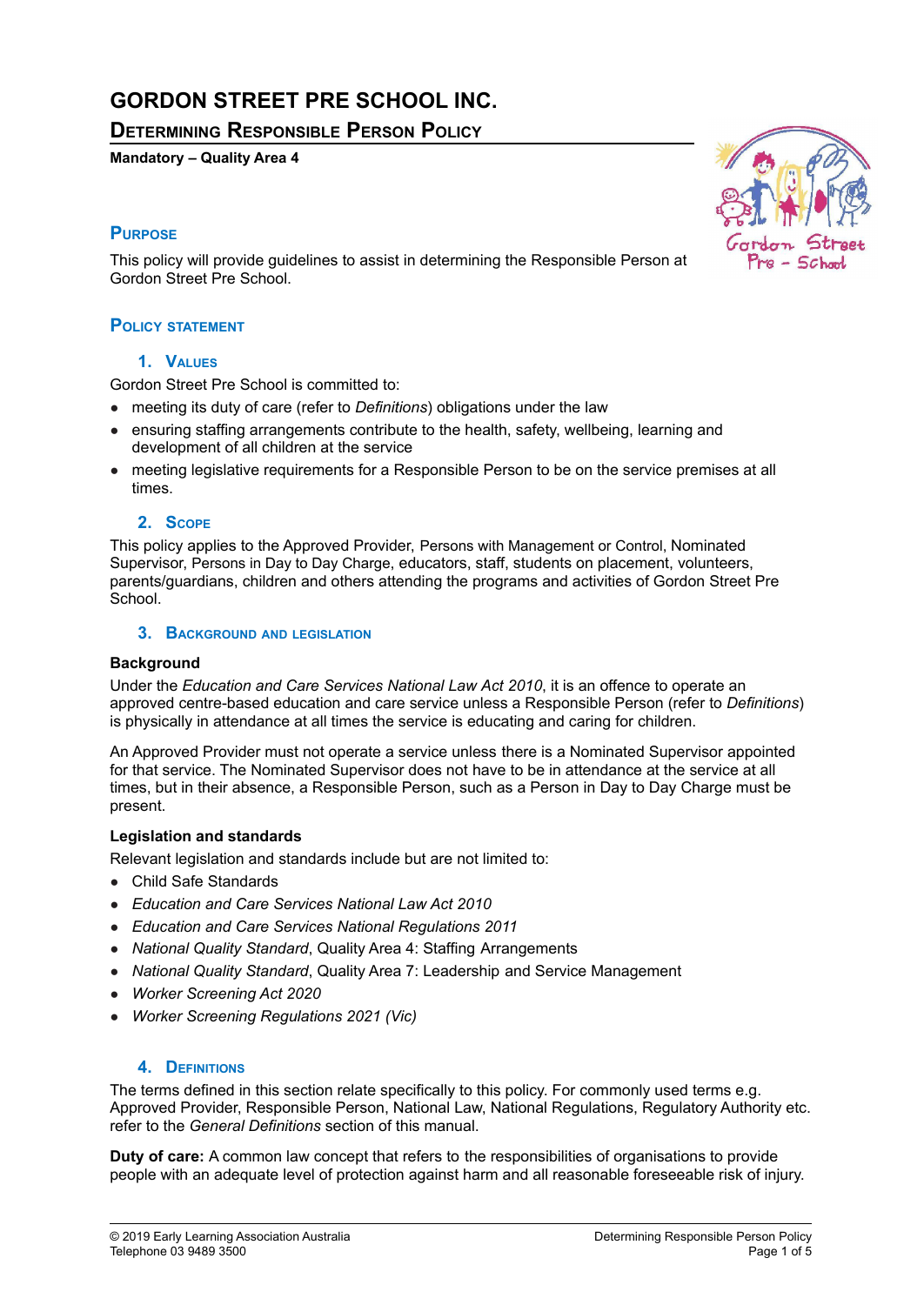# GORDON STREET PRE SCHOOL INC.

## Determining Responsible Person Policy

**Mandatory – Quality Area 4**

### Purpose

This policy will provide guidelines to assist in determining the Responsible Person at Gordon Street Pre School.

### Policy statement

#### 1. Values

Gordon Street Pre School is committed to:

- meeting its duty of care (refer to *Definitions*) obligations under the law
- ensuring staffing arrangements contribute to the health, safety, wellbeing, learning and development of all children at the service
- meeting legislative requirements for a Responsible Person to be on the service premises at all times.

#### 2. Scope

This policy applies to the Approved Provider, Persons with Management or Control, Nominated Supervisor, Persons in Day to Day Charge, educators, staff, students on placement, volunteers, parents/guardians, children and others attending the programs and activities of Gordon Street Pre School.

#### 3. Background and legislation

**Background**

Under the *Education and Care Services National Law Act 2010*, it is an offence to operate an approved centre-based education and care service unless a Responsible Person (refer to *Definitions*) is physically in attendance at all times the service is educating and caring for children.

An Approved Provider must not operate a service unless there is a Nominated Supervisor appointed for that service. The Nominated Supervisor does not have to be in attendance at the service at all times, but in their absence, a Responsible Person, such as a Person in Day to Day Charge must be present.

**Legislation and standards**

Relevant legislation and standards include but are not limited to:

- Child Safe Standards
- *Education and Care Services National Law Act 2010*
- *Education and Care Services National Regulations 2011*
- *National Quality Standard*, Quality Area 4: Staffing Arrangements
- *National Quality Standard*, Quality Area 7: Leadership and Service Management
- *Worker Screening Act 2020*
- *Worker Screening Regulations 2021 (Vic)*

#### 4. Definitions

The terms defined in this section relate specifically to this policy. For commonly used terms e.g. Approved Provider, Responsible Person, National Law, National Regulations, Regulatory Authority etc. refer to the *General Definitions* section of this manual.

**Duty of care:** A common law concept that refers to the responsibilities of organisations to provide people with an adequate level of protection against harm and all reasonable foreseeable risk of injury.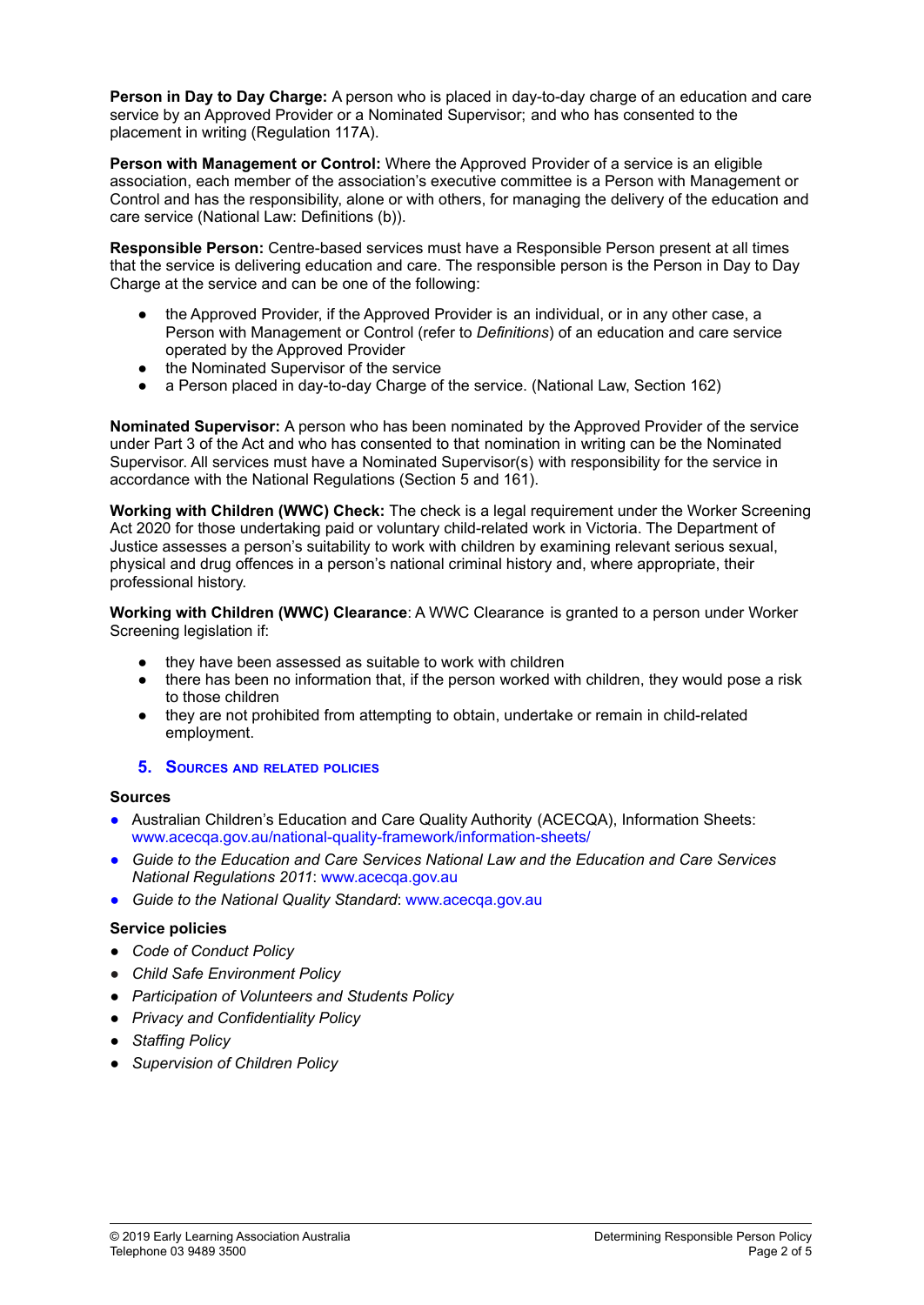**Person in Day to Day Charge:** A person who is placed in day-to-day charge of an education and care service by an Approved Provider or a Nominated Supervisor; and who has consented to the placement in writing (Regulation 117A).

**Person with Management or Control:** Where the Approved Provider of a service is an eligible association, each member of the association's executive committee is a Person with Management or Control and has the responsibility, alone or with others, for managing the delivery of the education and care service (National Law: Definitions (b)).

**Responsible Person:** Centre-based services must have a Responsible Person present at all times that the service is delivering education and care. The responsible person is the Person in Day to Day Charge at the service and can be one of the following:

- the Approved Provider, if the Approved Provider is an individual, or in any other case, a Person with Management or Control (refer to *Definitions*) of an education and care service operated by the Approved Provider
- the Nominated Supervisor of the service
- a Person placed in day-to-day Charge of the service. (National Law, Section 162)

**Nominated Supervisor:** A person who has been nominated by the Approved Provider of the service under Part 3 of the Act and who has consented to that nomination in writing can be the Nominated Supervisor. All services must have a Nominated Supervisor(s) with responsibility for the service in accordance with the National Regulations (Section 5 and 161).

**Working with Children (WWC) Check:** The check is a legal requirement under the Worker Screening Act 2020 for those undertaking paid or voluntary child-related work in Victoria. The Department of Justice assesses a person's suitability to work with children by examining relevant serious sexual, physical and drug offences in a person's national criminal history and, where appropriate, their professional history.

**Working with Children (WWC) Clearance**: A WWC Clearance is granted to a person under Worker Screening legislation if:

- they have been assessed as suitable to work with children
- there has been no information that, if the person worked with children, they would pose a risk to those children
- they are not prohibited from attempting to obtain, undertake or remain in child-related employment.

## 5. Sources and related policies

**Sources**

- Australian Children's Education and Care Quality Authority (ACECQA), Information Sheets: www.acecqa.gov.au/national-quality-framework/information-sheets/
- *Guide to the Education and Care Services National Law and the Education and Care Services National Regulations 2011*: www.acecqa.gov.au
- *Guide to the National Quality Standard*: www.acecqa.gov.au

**Service policies**

- *Code of Conduct Policy*
- *Child Safe Environment Policy*
- *Participation of Volunteers and Students Policy*
- *Privacy and Confidentiality Policy*
- *Staffing Policy*
- *Supervision of Children Policy*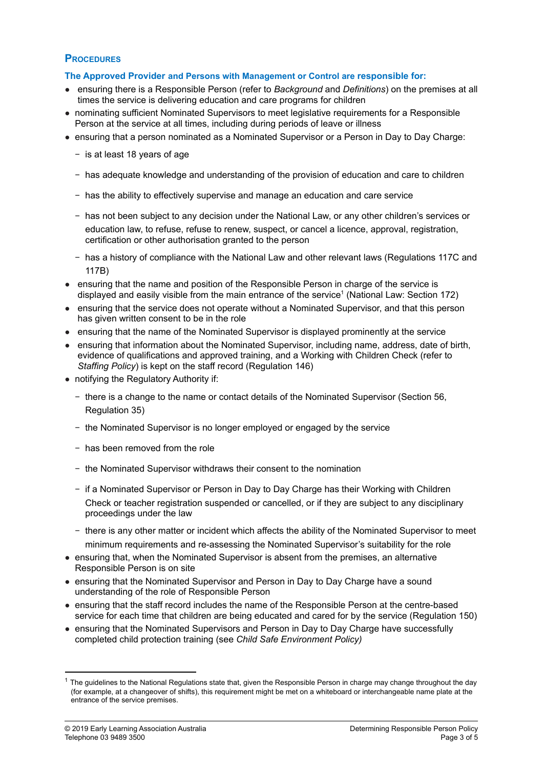## Procedures

### The Approved Provider and Persons with Management or Control are responsible for:

- ensuring there is a Responsible Person (refer to *Background* and *Definitions*) on the premises at all times the service is delivering education and care programs for children
- nominating sufficient Nominated Supervisors to meet legislative requirements for a Responsible Person at the service at all times, including during periods of leave or illness
- ensuring that a person nominated as a Nominated Supervisor or a Person in Day to Day Charge:
  - is at least 18 years of age
  - has adequate knowledge and understanding of the provision of education and care to children
  - has the ability to effectively supervise and manage an education and care service
  - has not been subject to any decision under the National Law, or any other children's services or education law, to refuse, refuse to renew, suspect, or cancel a licence, approval, registration, certification or other authorisation granted to the person
  - has a history of compliance with the National Law and other relevant laws (Regulations 117C and 117B)
- ensuring that the name and position of the Responsible Person in charge of the service is displayed and easily visible from the main entrance of the service[1] (National Law: Section 172)
- ensuring that the service does not operate without a Nominated Supervisor, and that this person has given written consent to be in the role
- ensuring that the name of the Nominated Supervisor is displayed prominently at the service
- ensuring that information about the Nominated Supervisor, including name, address, date of birth, evidence of qualifications and approved training, and a Working with Children Check (refer to *Staffing Policy*) is kept on the staff record (Regulation 146)
- notifying the Regulatory Authority if:
  - there is a change to the name or contact details of the Nominated Supervisor (Section 56, Regulation 35)
  - the Nominated Supervisor is no longer employed or engaged by the service
  - has been removed from the role
  - the Nominated Supervisor withdraws their consent to the nomination
  - if a Nominated Supervisor or Person in Day to Day Charge has their Working with Children Check or teacher registration suspended or cancelled, or if they are subject to any disciplinary proceedings under the law
  - there is any other matter or incident which affects the ability of the Nominated Supervisor to meet minimum requirements and re-assessing the Nominated Supervisor's suitability for the role
- ensuring that, when the Nominated Supervisor is absent from the premises, an alternative Responsible Person is on site
- ensuring that the Nominated Supervisor and Person in Day to Day Charge have a sound understanding of the role of Responsible Person
- ensuring that the staff record includes the name of the Responsible Person at the centre-based service for each time that children are being educated and cared for by the service (Regulation 150)
- ensuring that the Nominated Supervisors and Person in Day to Day Charge have successfully completed child protection training (see *Child Safe Environment Policy)*

---

[1] The guidelines to the National Regulations state that, given the Responsible Person in charge may change throughout the day (for example, at a changeover of shifts), this requirement might be met on a whiteboard or interchangeable name plate at the entrance of the service premises.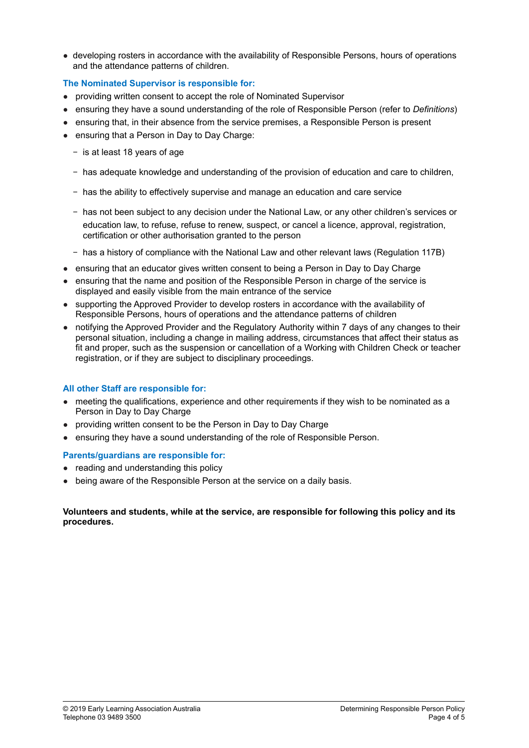- developing rosters in accordance with the availability of Responsible Persons, hours of operations and the attendance patterns of children.

### The Nominated Supervisor is responsible for:

- providing written consent to accept the role of Nominated Supervisor
- ensuring they have a sound understanding of the role of Responsible Person (refer to *Definitions*)
- ensuring that, in their absence from the service premises, a Responsible Person is present
- ensuring that a Person in Day to Day Charge:
  - is at least 18 years of age
  - has adequate knowledge and understanding of the provision of education and care to children,
  - has the ability to effectively supervise and manage an education and care service
  - has not been subject to any decision under the National Law, or any other children's services or education law, to refuse, refuse to renew, suspect, or cancel a licence, approval, registration, certification or other authorisation granted to the person
  - has a history of compliance with the National Law and other relevant laws (Regulation 117B)
- ensuring that an educator gives written consent to being a Person in Day to Day Charge
- ensuring that the name and position of the Responsible Person in charge of the service is displayed and easily visible from the main entrance of the service
- supporting the Approved Provider to develop rosters in accordance with the availability of Responsible Persons, hours of operations and the attendance patterns of children
- notifying the Approved Provider and the Regulatory Authority within 7 days of any changes to their personal situation, including a change in mailing address, circumstances that affect their status as fit and proper, such as the suspension or cancellation of a Working with Children Check or teacher registration, or if they are subject to disciplinary proceedings.

### All other Staff are responsible for:

- meeting the qualifications, experience and other requirements if they wish to be nominated as a Person in Day to Day Charge
- providing written consent to be the Person in Day to Day Charge
- ensuring they have a sound understanding of the role of Responsible Person.

### Parents/guardians are responsible for:

- reading and understanding this policy
- being aware of the Responsible Person at the service on a daily basis.

**Volunteers and students, while at the service, are responsible for following this policy and its procedures.**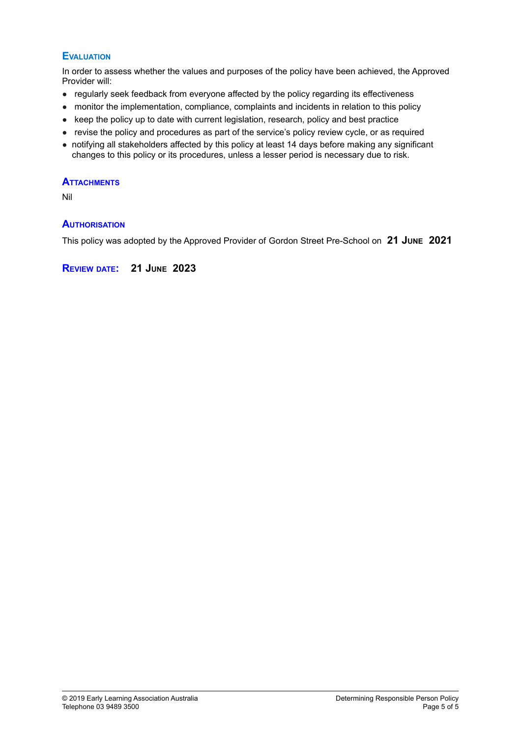## Evaluation

In order to assess whether the values and purposes of the policy have been achieved, the Approved Provider will:

- regularly seek feedback from everyone affected by the policy regarding its effectiveness
- monitor the implementation, compliance, complaints and incidents in relation to this policy
- keep the policy up to date with current legislation, research, policy and best practice
- revise the policy and procedures as part of the service's policy review cycle, or as required
- notifying all stakeholders affected by this policy at least 14 days before making any significant changes to this policy or its procedures, unless a lesser period is necessary due to risk.

## Attachments

Nil

## Authorisation

This policy was adopted by the Approved Provider of Gordon Street Pre-School on **21 June 2021**

## Review date: **21 June 2023**